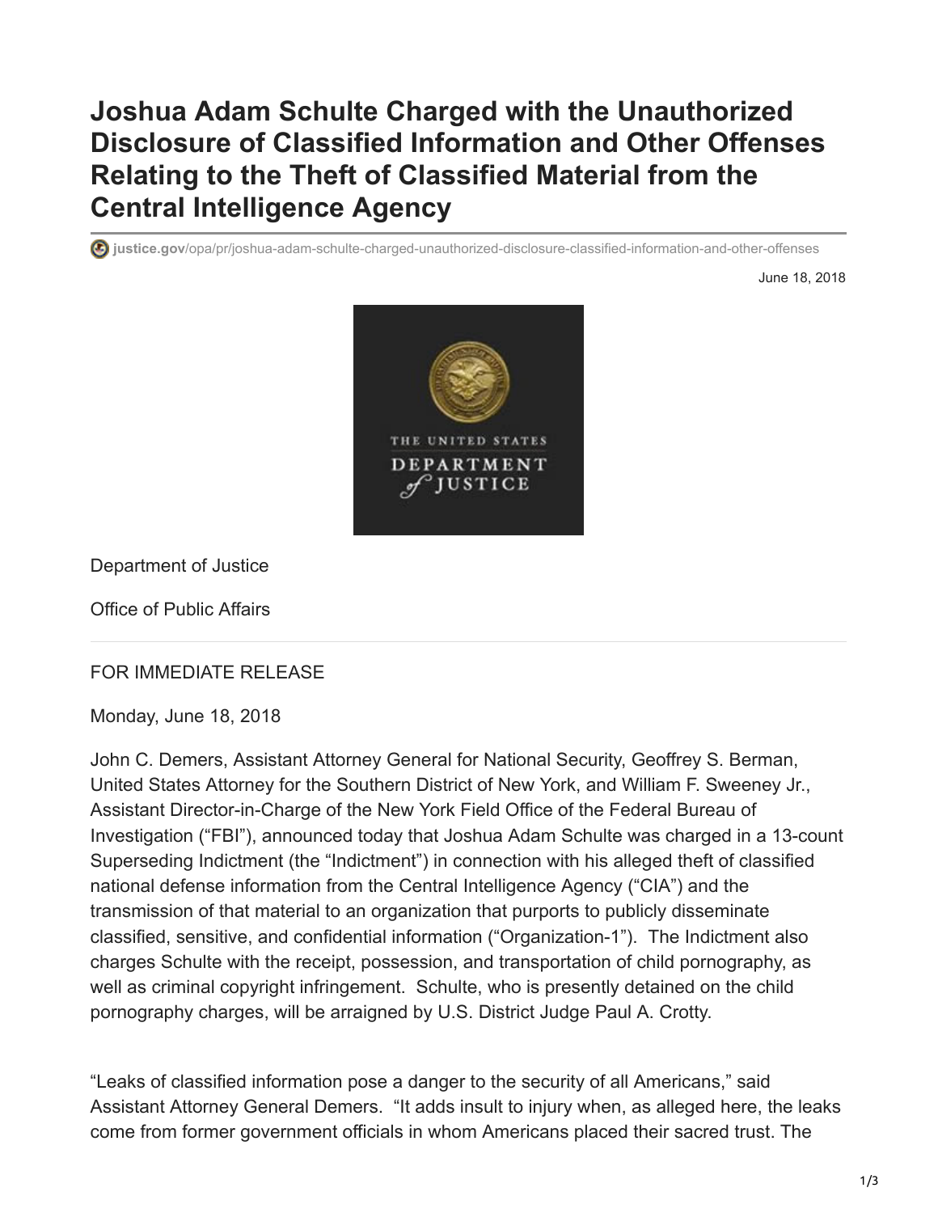# Joshua Adam Schulte Charged with the Unauthorized Disclosure of Classified Information and Other Offenses Relating to the Theft of Classified Material from the Central Intelligence Agency

justice.gov/opa/pr/joshua-adam-schulte-charged-unauthorized-disclosure-classified-information-and-other-offenses

June 18, 2018

Department of Justice

Office of Public Affairs

---

FOR IMMEDIATE RELEASE

Monday, June 18, 2018

John C. Demers, Assistant Attorney General for National Security, Geoffrey S. Berman, United States Attorney for the Southern District of New York, and William F. Sweeney Jr., Assistant Director-in-Charge of the New York Field Office of the Federal Bureau of Investigation ("FBI"), announced today that Joshua Adam Schulte was charged in a 13-count Superseding Indictment (the "Indictment") in connection with his alleged theft of classified national defense information from the Central Intelligence Agency ("CIA") and the transmission of that material to an organization that purports to publicly disseminate classified, sensitive, and confidential information ("Organization-1"). The Indictment also charges Schulte with the receipt, possession, and transportation of child pornography, as well as criminal copyright infringement. Schulte, who is presently detained on the child pornography charges, will be arraigned by U.S. District Judge Paul A. Crotty.

"Leaks of classified information pose a danger to the security of all Americans," said Assistant Attorney General Demers. "It adds insult to injury when, as alleged here, the leaks come from former government officials in whom Americans placed their sacred trust. The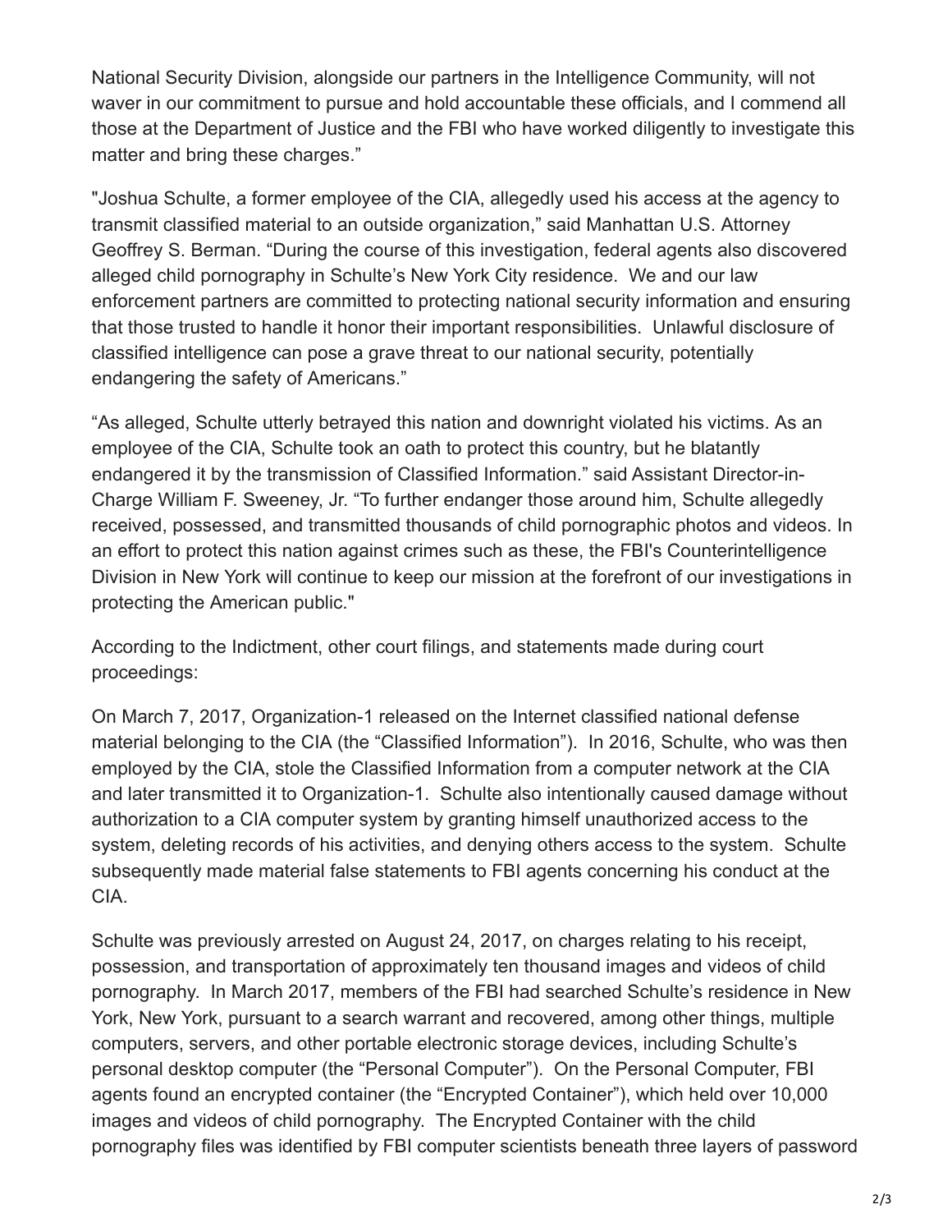National Security Division, alongside our partners in the Intelligence Community, will not waver in our commitment to pursue and hold accountable these officials, and I commend all those at the Department of Justice and the FBI who have worked diligently to investigate this matter and bring these charges."

"Joshua Schulte, a former employee of the CIA, allegedly used his access at the agency to transmit classified material to an outside organization," said Manhattan U.S. Attorney Geoffrey S. Berman. "During the course of this investigation, federal agents also discovered alleged child pornography in Schulte's New York City residence. We and our law enforcement partners are committed to protecting national security information and ensuring that those trusted to handle it honor their important responsibilities. Unlawful disclosure of classified intelligence can pose a grave threat to our national security, potentially endangering the safety of Americans."

"As alleged, Schulte utterly betrayed this nation and downright violated his victims. As an employee of the CIA, Schulte took an oath to protect this country, but he blatantly endangered it by the transmission of Classified Information." said Assistant Director-in-Charge William F. Sweeney, Jr. "To further endanger those around him, Schulte allegedly received, possessed, and transmitted thousands of child pornographic photos and videos. In an effort to protect this nation against crimes such as these, the FBI's Counterintelligence Division in New York will continue to keep our mission at the forefront of our investigations in protecting the American public."

According to the Indictment, other court filings, and statements made during court proceedings:

On March 7, 2017, Organization-1 released on the Internet classified national defense material belonging to the CIA (the "Classified Information"). In 2016, Schulte, who was then employed by the CIA, stole the Classified Information from a computer network at the CIA and later transmitted it to Organization-1. Schulte also intentionally caused damage without authorization to a CIA computer system by granting himself unauthorized access to the system, deleting records of his activities, and denying others access to the system. Schulte subsequently made material false statements to FBI agents concerning his conduct at the CIA.

Schulte was previously arrested on August 24, 2017, on charges relating to his receipt, possession, and transportation of approximately ten thousand images and videos of child pornography. In March 2017, members of the FBI had searched Schulte's residence in New York, New York, pursuant to a search warrant and recovered, among other things, multiple computers, servers, and other portable electronic storage devices, including Schulte's personal desktop computer (the "Personal Computer"). On the Personal Computer, FBI agents found an encrypted container (the "Encrypted Container"), which held over 10,000 images and videos of child pornography. The Encrypted Container with the child pornography files was identified by FBI computer scientists beneath three layers of password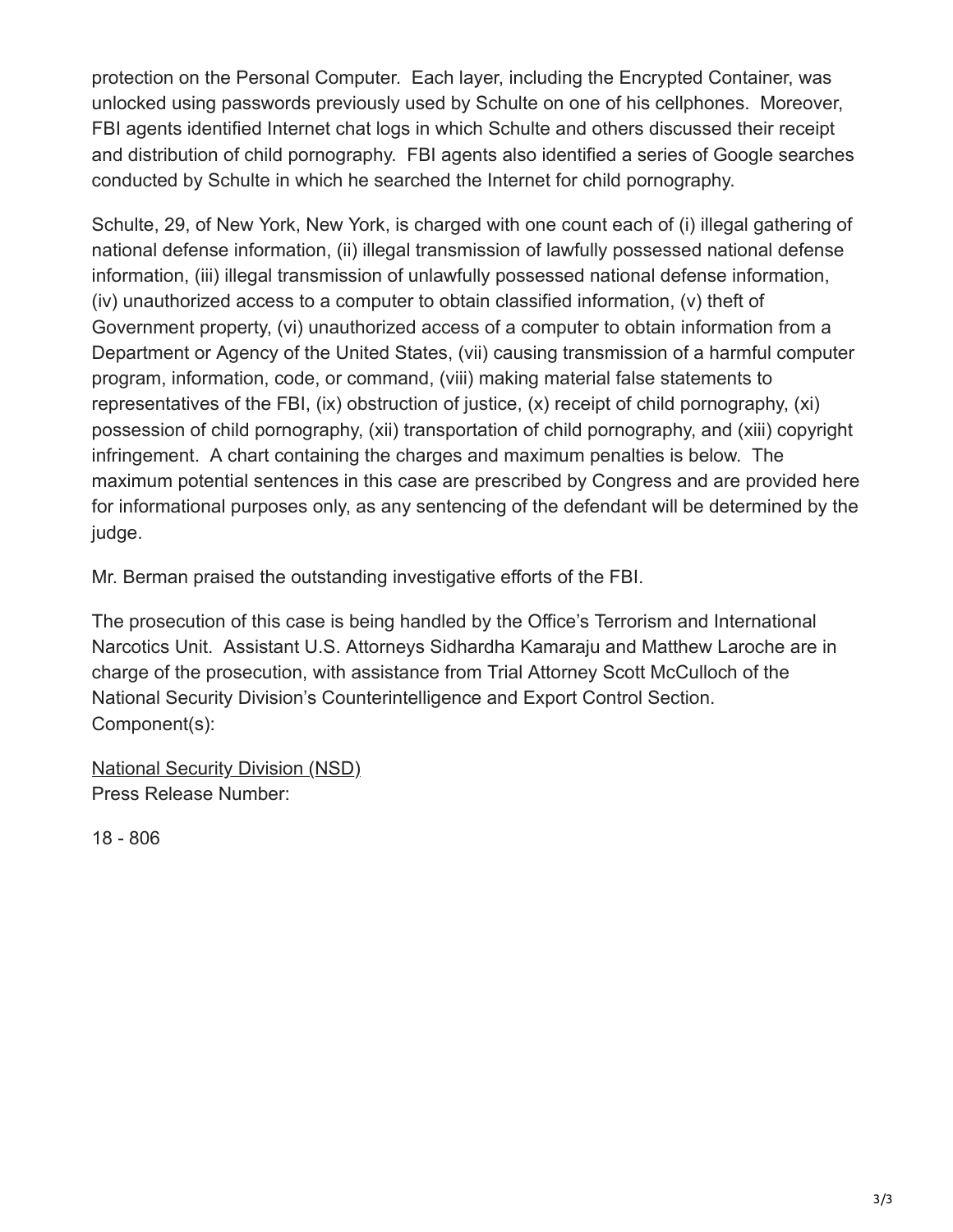protection on the Personal Computer. Each layer, including the Encrypted Container, was unlocked using passwords previously used by Schulte on one of his cellphones. Moreover, FBI agents identified Internet chat logs in which Schulte and others discussed their receipt and distribution of child pornography. FBI agents also identified a series of Google searches conducted by Schulte in which he searched the Internet for child pornography.

Schulte, 29, of New York, New York, is charged with one count each of (i) illegal gathering of national defense information, (ii) illegal transmission of lawfully possessed national defense information, (iii) illegal transmission of unlawfully possessed national defense information, (iv) unauthorized access to a computer to obtain classified information, (v) theft of Government property, (vi) unauthorized access of a computer to obtain information from a Department or Agency of the United States, (vii) causing transmission of a harmful computer program, information, code, or command, (viii) making material false statements to representatives of the FBI, (ix) obstruction of justice, (x) receipt of child pornography, (xi) possession of child pornography, (xii) transportation of child pornography, and (xiii) copyright infringement. A chart containing the charges and maximum penalties is below. The maximum potential sentences in this case are prescribed by Congress and are provided here for informational purposes only, as any sentencing of the defendant will be determined by the judge.

Mr. Berman praised the outstanding investigative efforts of the FBI.

The prosecution of this case is being handled by the Office's Terrorism and International Narcotics Unit. Assistant U.S. Attorneys Sidhardha Kamaraju and Matthew Laroche are in charge of the prosecution, with assistance from Trial Attorney Scott McCulloch of the National Security Division's Counterintelligence and Export Control Section.
Component(s):

National Security Division (NSD)
Press Release Number:

18 - 806